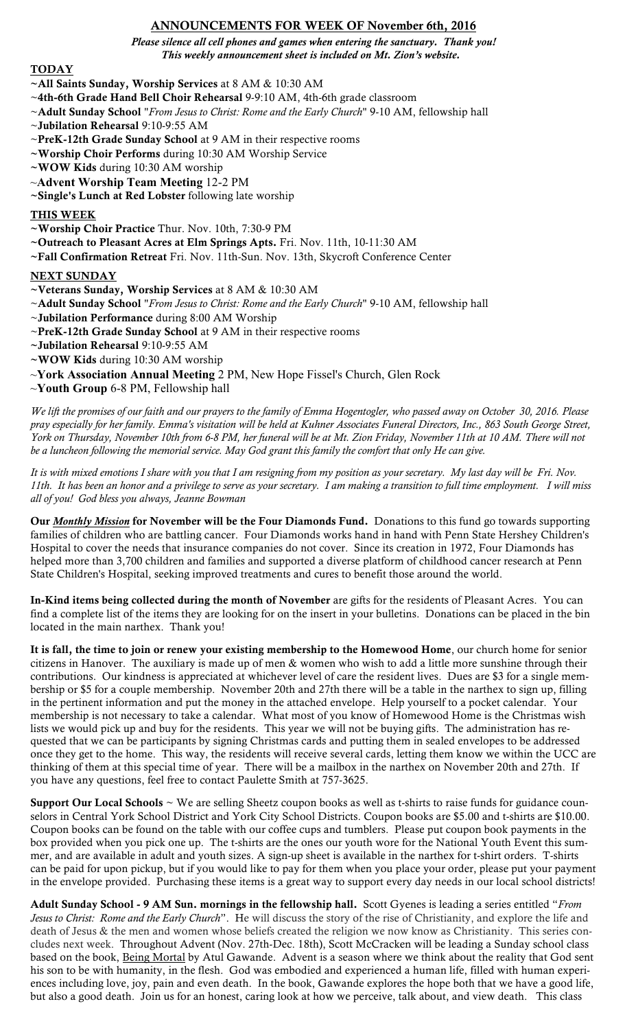## ANNOUNCEMENTS FOR WEEK OF November 6th, 2016

***Please silence all cell phones and games when entering the sanctuary. Thank you!***
***This weekly announcement sheet is included on Mt. Zion's website.***

### TODAY

~**All Saints Sunday, Worship Services** at 8 AM & 10:30 AM
~**4th-6th Grade Hand Bell Choir Rehearsal** 9-9:10 AM, 4th-6th grade classroom
~**Adult Sunday School** "*From Jesus to Christ: Rome and the Early Church*" 9-10 AM, fellowship hall
~**Jubilation Rehearsal** 9:10-9:55 AM
~**PreK-12th Grade Sunday School** at 9 AM in their respective rooms
~**Worship Choir Performs** during 10:30 AM Worship Service
~**WOW Kids** during 10:30 AM worship
~**Advent Worship Team Meeting** 12-2 PM
~**Single's Lunch at Red Lobster** following late worship

### THIS WEEK

~**Worship Choir Practice** Thur. Nov. 10th, 7:30-9 PM
~**Outreach to Pleasant Acres at Elm Springs Apts.** Fri. Nov. 11th, 10-11:30 AM
~**Fall Confirmation Retreat** Fri. Nov. 11th-Sun. Nov. 13th, Skycroft Conference Center

### NEXT SUNDAY

~**Veterans Sunday, Worship Services** at 8 AM & 10:30 AM
~**Adult Sunday School** "*From Jesus to Christ: Rome and the Early Church*" 9-10 AM, fellowship hall
~**Jubilation Performance** during 8:00 AM Worship
~**PreK-12th Grade Sunday School** at 9 AM in their respective rooms
~**Jubilation Rehearsal** 9:10-9:55 AM
~**WOW Kids** during 10:30 AM worship
~**York Association Annual Meeting** 2 PM, New Hope Fissel's Church, Glen Rock
~**Youth Group** 6-8 PM, Fellowship hall

*We lift the promises of our faith and our prayers to the family of Emma Hogentogler, who passed away on October 30, 2016. Please pray especially for her family. Emma's visitation will be held at Kuhner Associates Funeral Directors, Inc., 863 South George Street, York on Thursday, November 10th from 6-8 PM, her funeral will be at Mt. Zion Friday, November 11th at 10 AM. There will not be a luncheon following the memorial service. May God grant this family the comfort that only He can give.*

*It is with mixed emotions I share with you that I am resigning from my position as your secretary. My last day will be Fri. Nov. 11th. It has been an honor and a privilege to serve as your secretary. I am making a transition to full time employment. I will miss all of you! God bless you always, Jeanne Bowman*

**Our *Monthly Mission* for November will be the Four Diamonds Fund.** Donations to this fund go towards supporting families of children who are battling cancer. Four Diamonds works hand in hand with Penn State Hershey Children's Hospital to cover the needs that insurance companies do not cover. Since its creation in 1972, Four Diamonds has helped more than 3,700 children and families and supported a diverse platform of childhood cancer research at Penn State Children's Hospital, seeking improved treatments and cures to benefit those around the world.

**In-Kind items being collected during the month of November** are gifts for the residents of Pleasant Acres. You can find a complete list of the items they are looking for on the insert in your bulletins. Donations can be placed in the bin located in the main narthex. Thank you!

**It is fall, the time to join or renew your existing membership to the Homewood Home**, our church home for senior citizens in Hanover. The auxiliary is made up of men & women who wish to add a little more sunshine through their contributions. Our kindness is appreciated at whichever level of care the resident lives. Dues are $3 for a single membership or $5 for a couple membership. November 20th and 27th there will be a table in the narthex to sign up, filling in the pertinent information and put the money in the attached envelope. Help yourself to a pocket calendar. Your membership is not necessary to take a calendar. What most of you know of Homewood Home is the Christmas wish lists we would pick up and buy for the residents. This year we will not be buying gifts. The administration has requested that we can be participants by signing Christmas cards and putting them in sealed envelopes to be addressed once they get to the home. This way, the residents will receive several cards, letting them know we within the UCC are thinking of them at this special time of year. There will be a mailbox in the narthex on November 20th and 27th. If you have any questions, feel free to contact Paulette Smith at 757-3625.

**Support Our Local Schools** ~ We are selling Sheetz coupon books as well as t-shirts to raise funds for guidance counselors in Central York School District and York City School Districts. Coupon books are $5.00 and t-shirts are $10.00. Coupon books can be found on the table with our coffee cups and tumblers. Please put coupon book payments in the box provided when you pick one up. The t-shirts are the ones our youth wore for the National Youth Event this summer, and are available in adult and youth sizes. A sign-up sheet is available in the narthex for t-shirt orders. T-shirts can be paid for upon pickup, but if you would like to pay for them when you place your order, please put your payment in the envelope provided. Purchasing these items is a great way to support every day needs in our local school districts!

**Adult Sunday School - 9 AM Sun. mornings in the fellowship hall.** Scott Gyenes is leading a series entitled "*From Jesus to Christ: Rome and the Early Church*". He will discuss the story of the rise of Christianity, and explore the life and death of Jesus & the men and women whose beliefs created the religion we now know as Christianity. This series concludes next week. Throughout Advent (Nov. 27th-Dec. 18th), Scott McCracken will be leading a Sunday school class based on the book, Being Mortal by Atul Gawande. Advent is a season where we think about the reality that God sent his son to be with humanity, in the flesh. God was embodied and experienced a human life, filled with human experiences including love, joy, pain and even death. In the book, Gawande explores the hope both that we have a good life, but also a good death. Join us for an honest, caring look at how we perceive, talk about, and view death. This class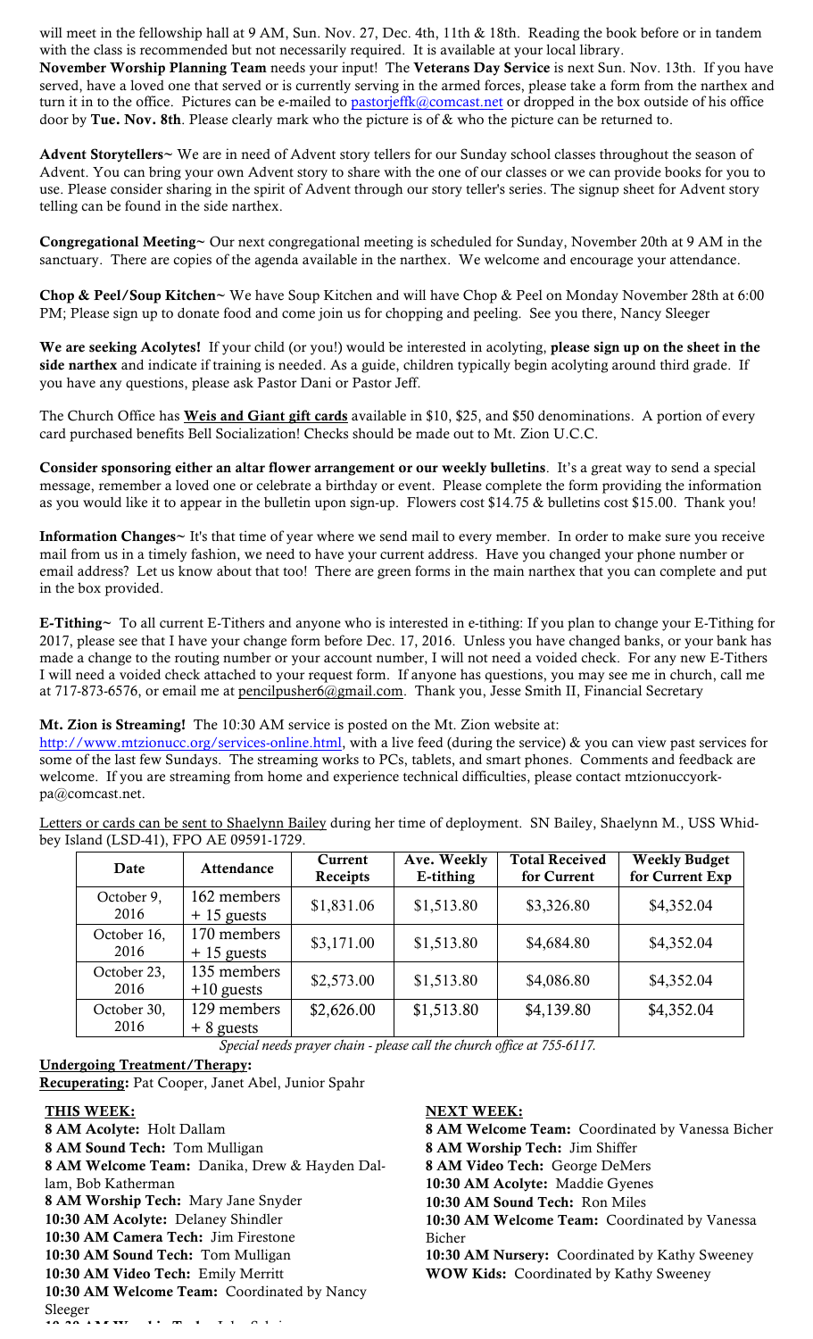will meet in the fellowship hall at 9 AM, Sun. Nov. 27, Dec. 4th, 11th & 18th. Reading the book before or in tandem with the class is recommended but not necessarily required. It is available at your local library.

**November Worship Planning Team** needs your input! The **Veterans Day Service** is next Sun. Nov. 13th. If you have served, have a loved one that served or is currently serving in the armed forces, please take a form from the narthex and turn it in to the office. Pictures can be e-mailed to pastorjeffk@comcast.net or dropped in the box outside of his office door by **Tue. Nov. 8th**. Please clearly mark who the picture is of & who the picture can be returned to.

**Advent Storytellers~** We are in need of Advent story tellers for our Sunday school classes throughout the season of Advent. You can bring your own Advent story to share with the one of our classes or we can provide books for you to use. Please consider sharing in the spirit of Advent through our story teller's series. The signup sheet for Advent story telling can be found in the side narthex.

**Congregational Meeting~** Our next congregational meeting is scheduled for Sunday, November 20th at 9 AM in the sanctuary. There are copies of the agenda available in the narthex. We welcome and encourage your attendance.

**Chop & Peel/Soup Kitchen~** We have Soup Kitchen and will have Chop & Peel on Monday November 28th at 6:00 PM; Please sign up to donate food and come join us for chopping and peeling. See you there, Nancy Sleeger

**We are seeking Acolytes!** If your child (or you!) would be interested in acolyting, **please sign up on the sheet in the side narthex** and indicate if training is needed. As a guide, children typically begin acolyting around third grade. If you have any questions, please ask Pastor Dani or Pastor Jeff.

The Church Office has **Weis and Giant gift cards** available in $10, $25, and $50 denominations. A portion of every card purchased benefits Bell Socialization! Checks should be made out to Mt. Zion U.C.C.

**Consider sponsoring either an altar flower arrangement or our weekly bulletins**. It's a great way to send a special message, remember a loved one or celebrate a birthday or event. Please complete the form providing the information as you would like it to appear in the bulletin upon sign-up. Flowers cost $14.75 & bulletins cost $15.00. Thank you!

**Information Changes~** It's that time of year where we send mail to every member. In order to make sure you receive mail from us in a timely fashion, we need to have your current address. Have you changed your phone number or email address? Let us know about that too! There are green forms in the main narthex that you can complete and put in the box provided.

**E-Tithing~** To all current E-Tithers and anyone who is interested in e-tithing: If you plan to change your E-Tithing for 2017, please see that I have your change form before Dec. 17, 2016. Unless you have changed banks, or your bank has made a change to the routing number or your account number, I will not need a voided check. For any new E-Tithers I will need a voided check attached to your request form. If anyone has questions, you may see me in church, call me at 717-873-6576, or email me at pencilpusher6@gmail.com. Thank you, Jesse Smith II, Financial Secretary

**Mt. Zion is Streaming!** The 10:30 AM service is posted on the Mt. Zion website at: http://www.mtzionucc.org/services-online.html, with a live feed (during the service) & you can view past services for some of the last few Sundays. The streaming works to PCs, tablets, and smart phones. Comments and feedback are welcome. If you are streaming from home and experience technical difficulties, please contact mtzionuccyork-pa@comcast.net.

Letters or cards can be sent to Shaelynn Bailey during her time of deployment. SN Bailey, Shaelynn M., USS Whidbey Island (LSD-41), FPO AE 09591-1729.

| Date | Attendance | Current Receipts | Ave. Weekly E-tithing | Total Received for Current | Weekly Budget for Current Exp |
|---|---|---|---|---|---|
| October 9, 2016 | 162 members + 15 guests | $1,831.06 | $1,513.80 | $3,326.80 | $4,352.04 |
| October 16, 2016 | 170 members + 15 guests | $3,171.00 | $1,513.80 | $4,684.80 | $4,352.04 |
| October 23, 2016 | 135 members +10 guests | $2,573.00 | $1,513.80 | $4,086.80 | $4,352.04 |
| October 30, 2016 | 129 members + 8 guests | $2,626.00 | $1,513.80 | $4,139.80 | $4,352.04 |

*Special needs prayer chain - please call the church office at 755-6117.*

**Undergoing Treatment/Therapy:**

**Recuperating:** Pat Cooper, Janet Abel, Junior Spahr

**THIS WEEK:**

**8 AM Acolyte:** Holt Dallam
**8 AM Sound Tech:** Tom Mulligan
**8 AM Welcome Team:** Danika, Drew & Hayden Dallam, Bob Katherman
**8 AM Worship Tech:** Mary Jane Snyder
**10:30 AM Acolyte:** Delaney Shindler
**10:30 AM Camera Tech:** Jim Firestone
**10:30 AM Sound Tech:** Tom Mulligan
**10:30 AM Video Tech:** Emily Merritt
**10:30 AM Welcome Team:** Coordinated by Nancy Sleeger

**NEXT WEEK:**

**8 AM Welcome Team:** Coordinated by Vanessa Bicher
**8 AM Worship Tech:** Jim Shiffer
**8 AM Video Tech:** George DeMers
**10:30 AM Acolyte:** Maddie Gyenes
**10:30 AM Sound Tech:** Ron Miles
**10:30 AM Welcome Team:** Coordinated by Vanessa Bicher
**10:30 AM Nursery:** Coordinated by Kathy Sweeney
**WOW Kids:** Coordinated by Kathy Sweeney